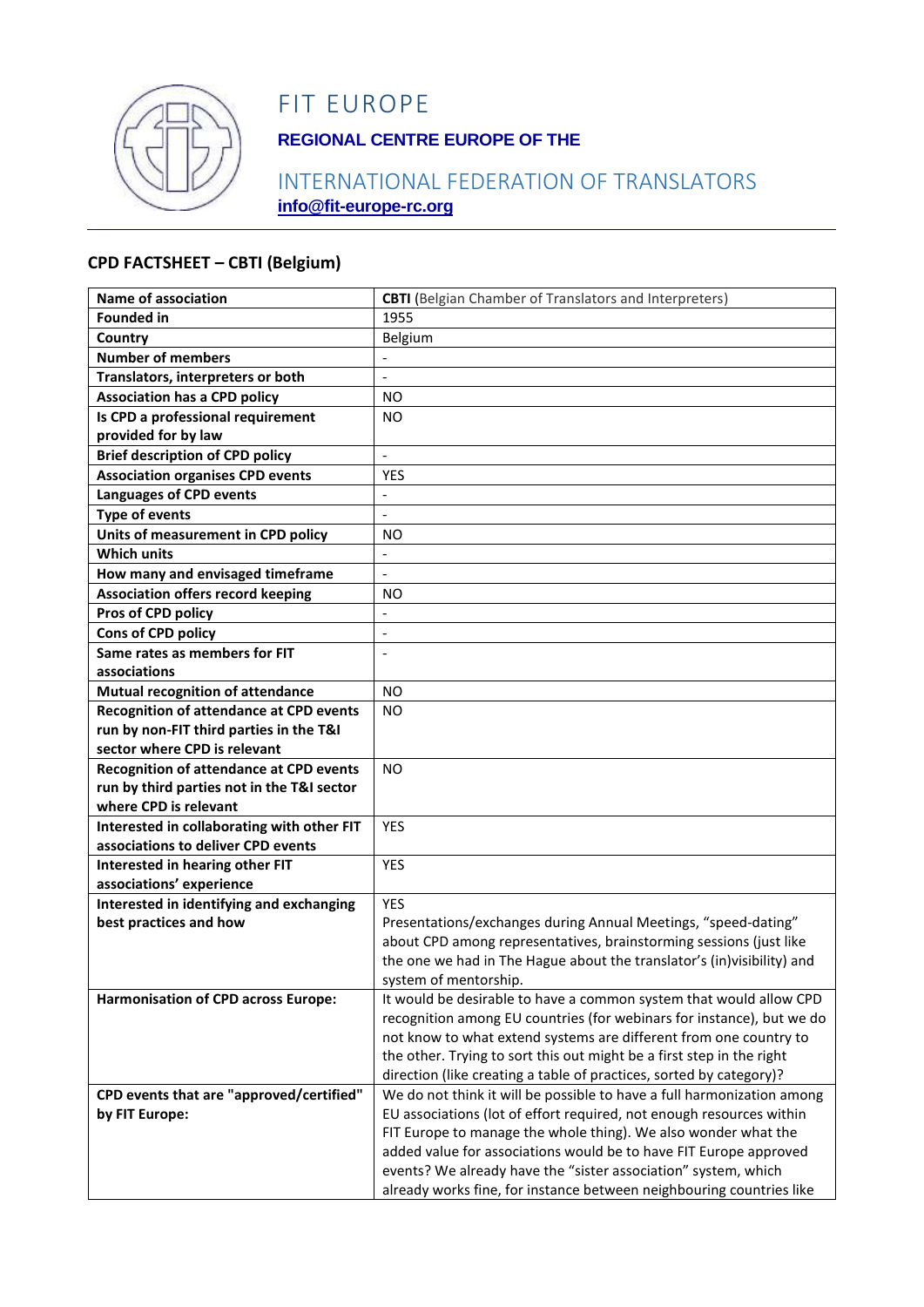# FIT EUROPE

**REGIONAL CENTRE EUROPE OF THE**

INTERNATIONAL FEDERATION OF TRANSLATORS

**info@fit-europe-rc.org**

## CPD FACTSHEET – CBTI (Belgium)

| Name of association | **CBTI** (Belgian Chamber of Translators and Interpreters) |
|---|---|
| **Founded in** | 1955 |
| **Country** | Belgium |
| **Number of members** | - |
| **Translators, interpreters or both** | - |
| **Association has a CPD policy** | NO |
| **Is CPD a professional requirement provided for by law** | NO |
| **Brief description of CPD policy** | - |
| **Association organises CPD events** | YES |
| **Languages of CPD events** | - |
| **Type of events** | - |
| **Units of measurement in CPD policy** | NO |
| **Which units** | - |
| **How many and envisaged timeframe** | - |
| **Association offers record keeping** | NO |
| **Pros of CPD policy** | - |
| **Cons of CPD policy** | - |
| **Same rates as members for FIT associations** | - |
| **Mutual recognition of attendance** | NO |
| **Recognition of attendance at CPD events run by non-FIT third parties in the T&I sector where CPD is relevant** | NO |
| **Recognition of attendance at CPD events run by third parties not in the T&I sector where CPD is relevant** | NO |
| **Interested in collaborating with other FIT associations to deliver CPD events** | YES |
| **Interested in hearing other FIT associations' experience** | YES |
| **Interested in identifying and exchanging best practices and how** | YES<br>Presentations/exchanges during Annual Meetings, "speed-dating" about CPD among representatives, brainstorming sessions (just like the one we had in The Hague about the translator's (in)visibility) and system of mentorship. |
| **Harmonisation of CPD across Europe:** | It would be desirable to have a common system that would allow CPD recognition among EU countries (for webinars for instance), but we do not know to what extend systems are different from one country to the other. Trying to sort this out might be a first step in the right direction (like creating a table of practices, sorted by category)? |
| **CPD events that are "approved/certified" by FIT Europe:** | We do not think it will be possible to have a full harmonization among EU associations (lot of effort required, not enough resources within FIT Europe to manage the whole thing). We also wonder what the added value for associations would be to have FIT Europe approved events? We already have the "sister association" system, which already works fine, for instance between neighbouring countries like |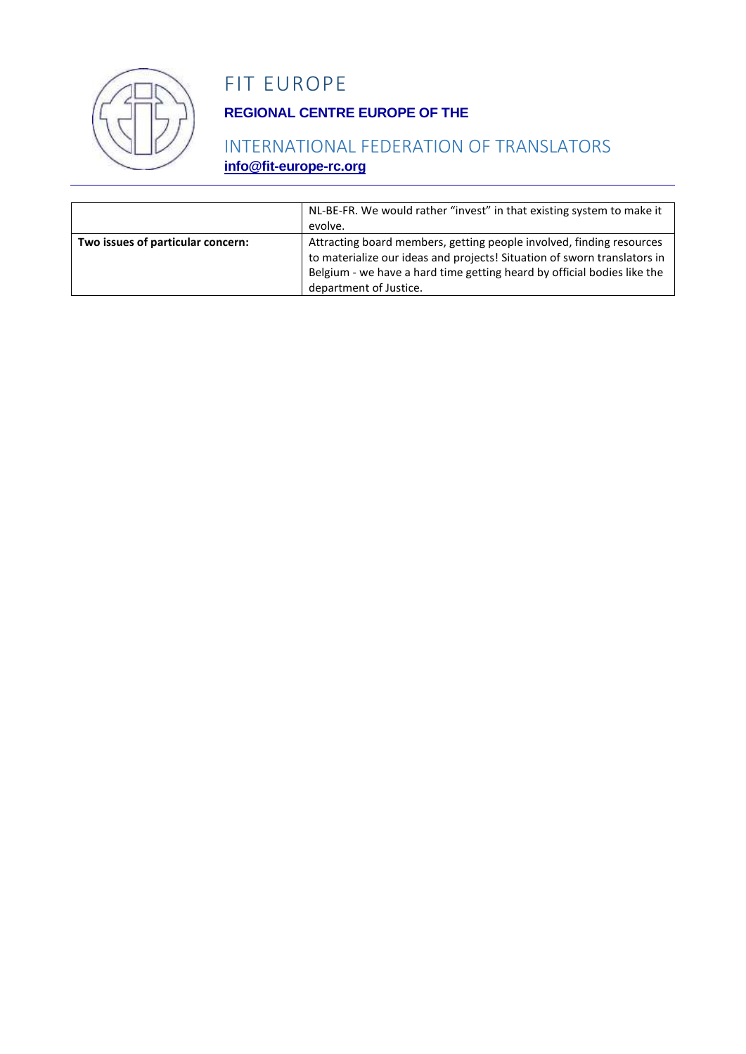# FIT EUROPE

**REGIONAL CENTRE EUROPE OF THE**

## INTERNATIONAL FEDERATION OF TRANSLATORS

**info@fit-europe-rc.org**

| | |
|---|---|
| | NL-BE-FR. We would rather "invest" in that existing system to make it evolve. |
| **Two issues of particular concern:** | Attracting board members, getting people involved, finding resources to materialize our ideas and projects! Situation of sworn translators in Belgium - we have a hard time getting heard by official bodies like the department of Justice. |